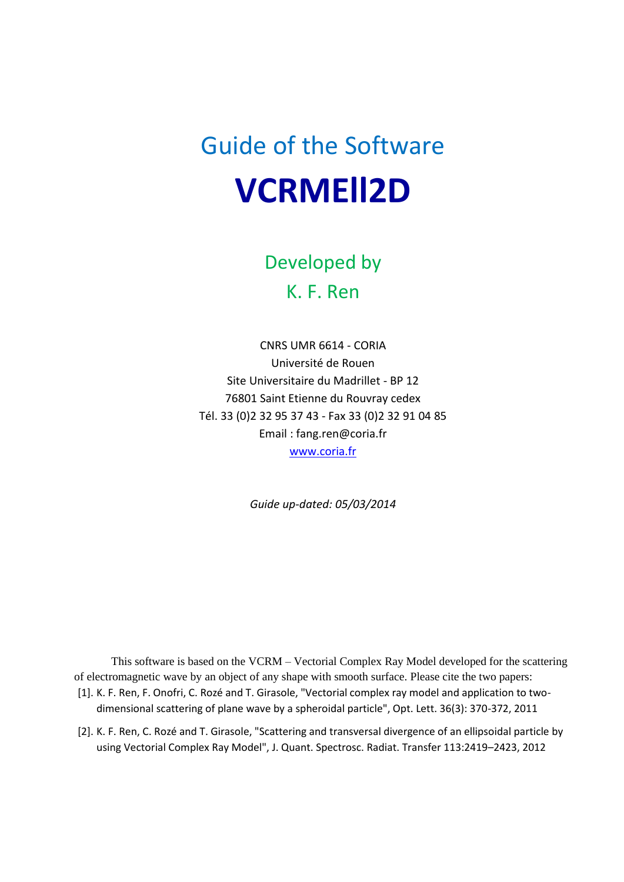# Guide of the Software

# **VCRMEll2D**

## Developed by
## K. F. Ren

CNRS UMR 6614 - CORIA
Université de Rouen
Site Universitaire du Madrillet - BP 12
76801 Saint Etienne du Rouvray cedex
Tél. 33 (0)2 32 95 37 43 - Fax 33 (0)2 32 91 04 85
Email : fang.ren@coria.fr
www.coria.fr

*Guide up-dated: 05/03/2014*

This software is based on the VCRM – Vectorial Complex Ray Model developed for the scattering of electromagnetic wave by an object of any shape with smooth surface. Please cite the two papers:

[1]. K. F. Ren, F. Onofri, C. Rozé and T. Girasole, "Vectorial complex ray model and application to two-dimensional scattering of plane wave by a spheroidal particle", Opt. Lett. 36(3): 370-372, 2011

[2]. K. F. Ren, C. Rozé and T. Girasole, "Scattering and transversal divergence of an ellipsoidal particle by using Vectorial Complex Ray Model", J. Quant. Spectrosc. Radiat. Transfer 113:2419–2423, 2012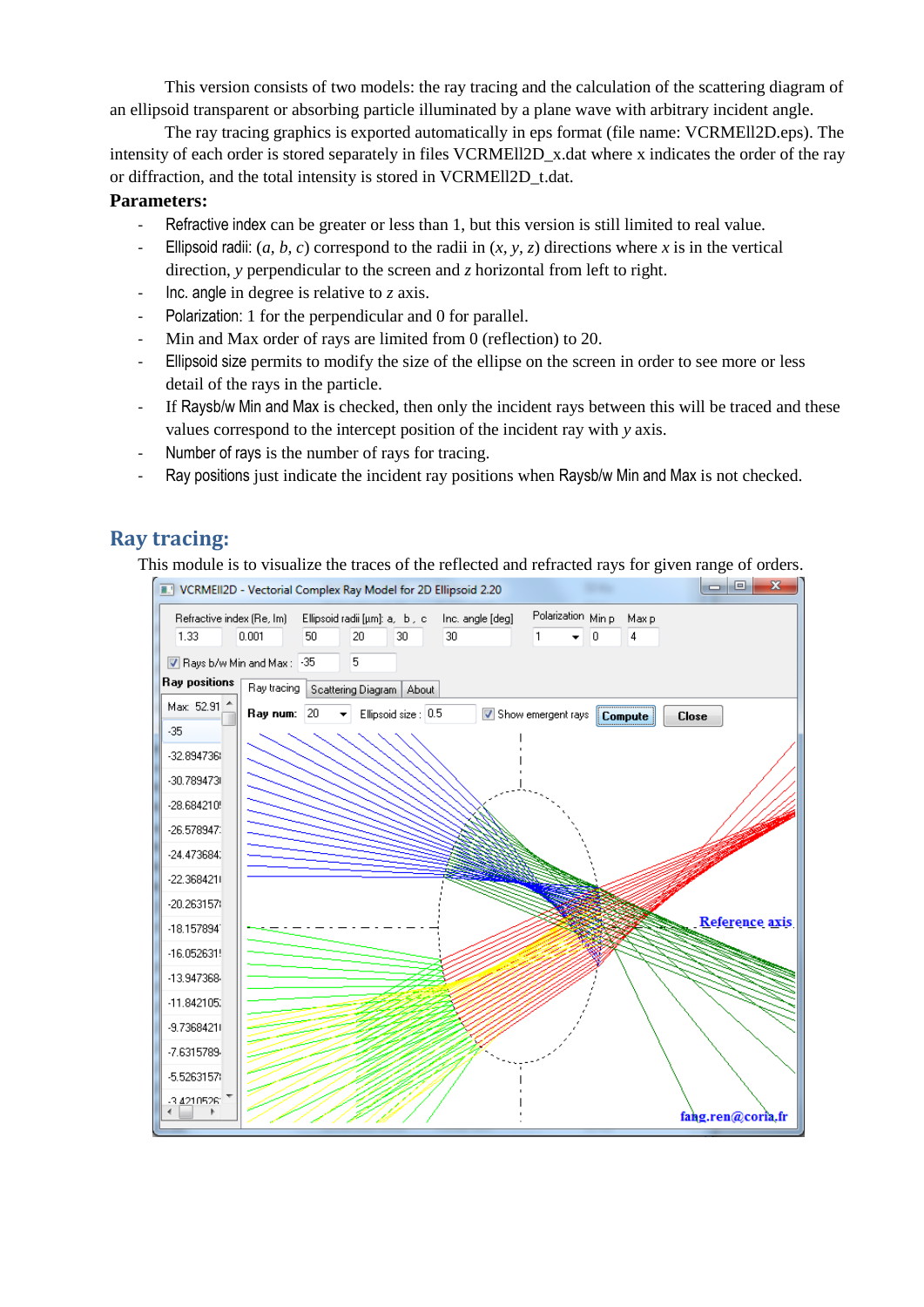This version consists of two models: the ray tracing and the calculation of the scattering diagram of an ellipsoid transparent or absorbing particle illuminated by a plane wave with arbitrary incident angle.

The ray tracing graphics is exported automatically in eps format (file name: VCRMEll2D.eps). The intensity of each order is stored separately in files VCRMEll2D_x.dat where x indicates the order of the ray or diffraction, and the total intensity is stored in VCRMEll2D_t.dat.

**Parameters:**

- Refractive index can be greater or less than 1, but this version is still limited to real value.
- Ellipsoid radii: ($a$, $b$, $c$) correspond to the radii in ($x$, $y$, $z$) directions where $x$ is in the vertical direction, $y$ perpendicular to the screen and $z$ horizontal from left to right.
- Inc. angle in degree is relative to $z$ axis.
- Polarization: 1 for the perpendicular and 0 for parallel.
- Min and Max order of rays are limited from 0 (reflection) to 20.
- Ellipsoid size permits to modify the size of the ellipse on the screen in order to see more or less detail of the rays in the particle.
- If Raysb/w Min and Max is checked, then only the incident rays between this will be traced and these values correspond to the intercept position of the incident ray with $y$ axis.
- Number of rays is the number of rays for tracing.
- Ray positions just indicate the incident ray positions when Raysb/w Min and Max is not checked.

## Ray tracing:

This module is to visualize the traces of the reflected and refracted rays for given range of orders.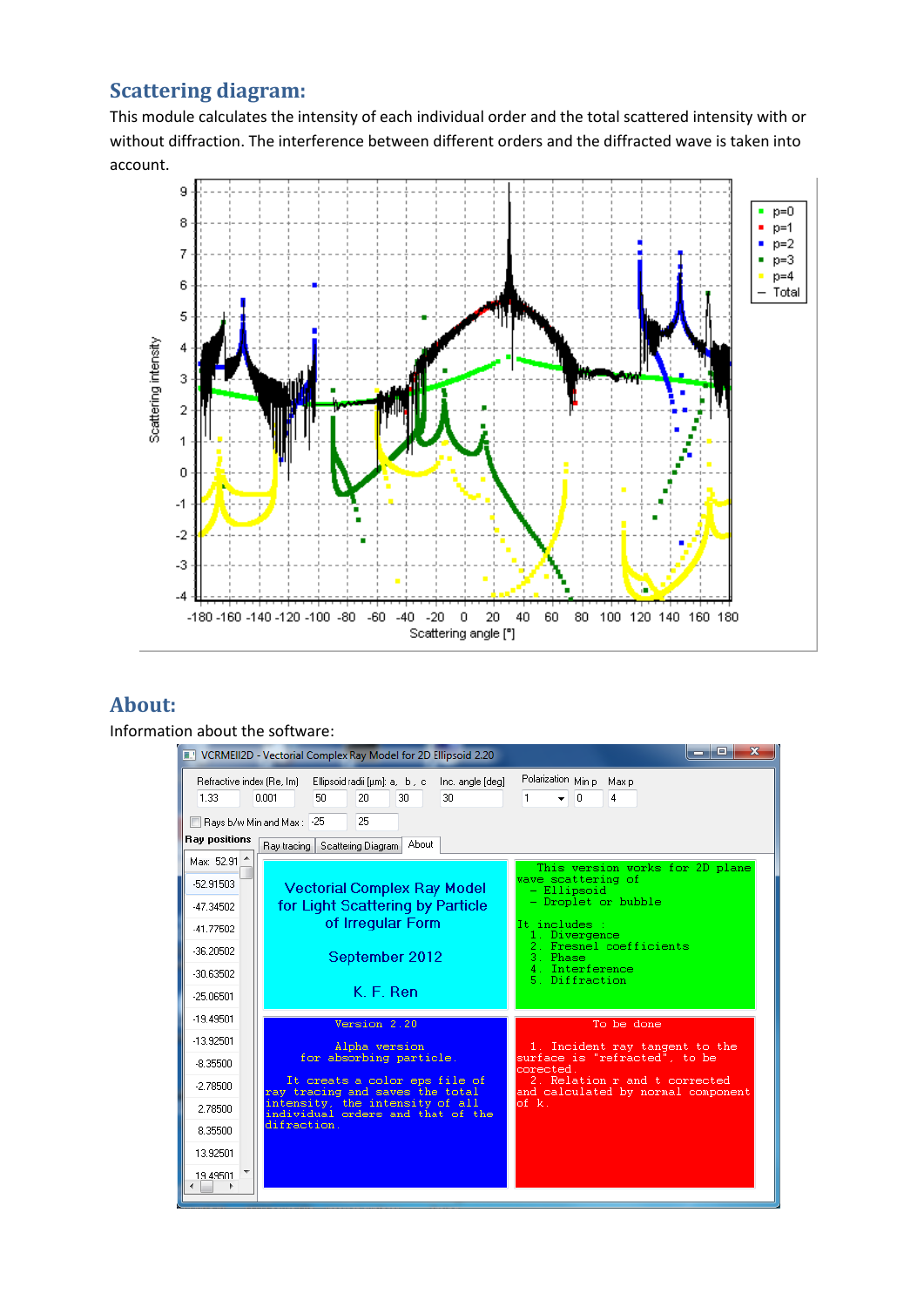## Scattering diagram:

This module calculates the intensity of each individual order and the total scattered intensity with or without diffraction. The interference between different orders and the diffracted wave is taken into account.

Scattering intensity

9
8
7
6
5
4
3
2
1
0
-1
-2
-3
-4

-180 -160 -140 -120 -100 -80 -60 -40 -20 0 20 40 60 80 100 120 140 160 180

Scattering angle [°]

p=0
p=1
p=2
p=3
p=4
Total

## About:

Information about the software:

VCRMEll2D - Vectorial Complex Ray Model for 2D Ellipsoid 2.20

Refractive index (Re, Im) 1.33 0.001

Ellipsoid radii [µm]: a, b, c 50 20 30

Inc. angle [deg] 30

Polarization 1

Min p 0

Max p 4

Rays b/w Min and Max: -25 25

Ray positions

Max: 52.91

-52.91503
-47.34502
-41.77502
-36.20502
-30.63502
-25.06501
-19.49501
-13.92501
-8.35500
-2.78500
2.78500
8.35500
13.92501
19.49501

Ray tracing | Scattering Diagram | About

Vectorial Complex Ray Model for Light Scattering by Particle of Irregular Form

September 2012

K. F. Ren

This version works for 2D plane wave scattering of
- Ellipsoid
- Droplet or bubble

It includes :
1. Divergence
2. Fresnel coefficients
3. Phase
4. Interference
5. Diffraction

Version 2.20

Alpha version for absorbing particle.

It creats a color eps file of ray tracing and saves the total intensity, the intensity of all individual orders and that of the diffraction.

To be done

1. Incident ray tangent to the surface is "refracted", to be corected.
2. Relation r and t corrected and calculated by normal component of k.